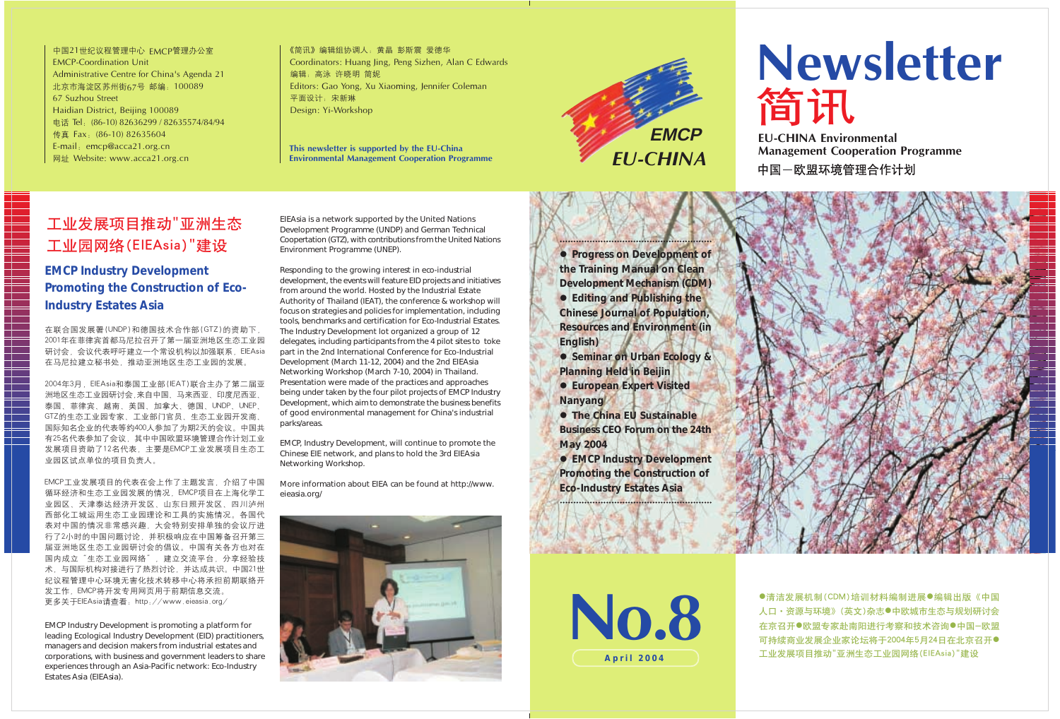# Newsletter

# 简讯

**EU-CHINA Environmental Management Cooperation Programme**

中国—欧盟环境管理合作计划

EMCP
EU-CHINA

**No.8**

**April 2004**

- Progress on Development of the Training Manual on Clean Development Mechanism (CDM)
- Editing and Publishing the Chinese Journal of Population, Resources and Environment (in English)
- Seminar on Urban Ecology & Planning Held in Beijin
- European Expert Visited Nanyang
- The China EU Sustainable Business CEO Forum on the 24th May 2004
- EMCP Industry Development Promoting the Construction of Eco-Industry Estates Asia

●清洁发展机制(CDM)培训材料编制进展●编辑出版《中国人口・资源与环境》(英文)杂志●中欧城市生态与规划研讨会在京召开●欧盟专家赴南阳进行考察和技术咨询●中国—欧盟可持续商业发展企业家论坛将于2004年5月24日在北京召开●工业发展项目推动"亚洲生态工业园网络(EIEAsia)"建设

中国21世纪议程管理中心 EMCP管理办公室
EMCP-Coordination Unit
Administrative Centre for China's Agenda 21
北京市海淀区苏州街67号 邮编：100089
67 Suzhou Street
Haidian District, Beijing 100089
电话 Tel：(86-10) 82636299 / 82635574/84/94
传真 Fax：(86-10) 82635604
E-mail：emcp@acca21.org.cn
网址 Website: www.acca21.org.cn

《简讯》编辑组协调人：黄晶 彭斯震 爱德华
Coordinators: Huang Jing, Peng Sizhen, Alan C Edwards
编辑：高泳 许晓明 简妮
Editors: Gao Yong, Xu Xiaoming, Jennifer Coleman
平面设计：宋新琳
Design: Yi-Workshop

This newsletter is supported by the EU-China Environmental Management Cooperation Programme

## 工业发展项目推动"亚洲生态工业园网络(EIEAsia)"建设

### EMCP Industry Development Promoting the Construction of Eco-Industry Estates Asia

在联合国发展署(UNDP)和德国技术合作部(GTZ)的资助下，2001年在菲律宾首都马尼拉召开了第一届亚洲地区生态工业园研讨会，会议代表呼吁建立一个常设机构以加强联系，EIEAsia在马尼拉建立秘书处，推动亚洲地区生态工业园的发展。

2004年3月，EIEAsia和泰国工业部(IEAT)联合主办了第二届亚洲地区生态工业园研讨会，来自中国、马来西亚、印度尼西亚、泰国、菲律宾、越南、美国、加拿大、德国、UNDP、UNEP、GTZ的生态工业园专家、工业部门官员、生态工业园开发商、国际知名企业的代表等约400人参加了为期2天的会议。中国共有25名代表参加了会议，其中中国欧盟环境管理合作计划工业发展项目资助了12名代表，主要是EMCP工业发展项目生态工业园区试点单位的项目负责人。

EMCP工业发展项目的代表在会上作了主题发言，介绍了中国循环经济和生态工业园发展的情况，EMCP项目在上海化学工业园区、天津泰达经济开发区、山东日照开发区、四川泸州西部化工城运用生态工业园理论和工具的实施情况。各国代表对中国的情况非常感兴趣，大会特别安排单独的会议厅进行了2小时的中国问题讨论，并积极响应在中国筹备召开第三届亚洲地区生态工业园研讨会的倡议。中国有关各方也对在国内成立"生态工业园网络"，建立交流平台，分享经验技术，与国际机构对接进行了热烈讨论，并达成共识。中国21世纪议程管理中心环境无害化技术转移中心将承担前期联络开发工作，EMCP将开发专用网页用于前期信息交流。
更多关于EIEAsia请查看：http://www.eieasia.org/

EMCP Industry Development is promoting a platform for leading Ecological Industry Development (EID) practitioners, managers and decision makers from industrial estates and corporations, with business and government leaders to share experiences through an Asia-Pacific network: Eco-Industry Estates Asia (EIEAsia).

EIEAsia is a network supported by the United Nations Development Programme (UNDP) and German Technical Cooperation (GTZ), with contributions from the United Nations Environment Programme (UNEP).

Responding to the growing interest in eco-industrial development, the events will feature EID projects and initiatives from around the world. Hosted by the Industrial Estate Authority of Thailand (IEAT), the conference & workshop will focus on strategies and policies for implementation, including tools, benchmarks and certification for Eco-Industrial Estates. The Industry Development lot organized a group of 12 delegates, including participants from the 4 pilot sites to toke part in the 2nd International Conference for Eco-Industrial Development (March 11-12, 2004) and the 2nd EIEAsia Networking Workshop (March 7-10, 2004) in Thailand. Presentation were made of the practices and approaches being under taken by the four pilot projects of EMCP Industry Development, which aim to demonstrate the business benefits of good environmental management for China's industrial parks/areas.

EMCP, Industry Development, will continue to promote the Chinese EIE network, and plans to hold the 3rd EIEAsia Networking Workshop.

More information about EIEA can be found at http://www.eieasia.org/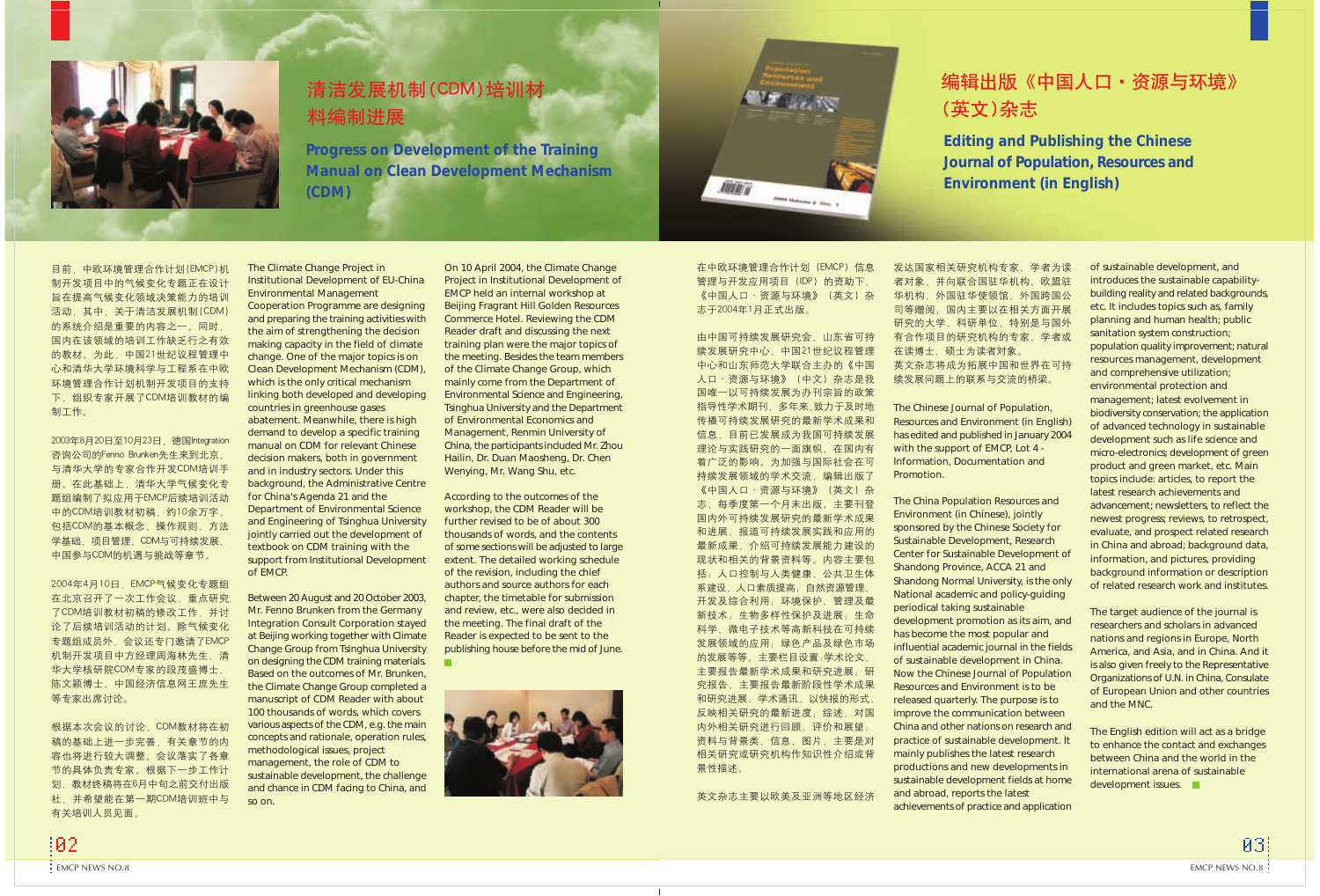# 清洁发展机制(CDM)培训材料编制进展

## Progress on Development of the Training Manual on Clean Development Mechanism (CDM)

目前，中欧环境管理合作计划(EMCP)机制开发项目中的气候变化专题正在设计旨在提高气候变化领域决策能力的培训活动，其中，关于清洁发展机制(CDM)的系统介绍是重要的内容之一。同时，国内在该领域的培训工作缺乏行之有效的教材。为此，中国21世纪议程管理中心和清华大学环境科学与工程系在中欧环境管理合作计划机制开发项目的支持下，组织专家开展了CDM培训教材的编制工作。

2003年8月20日至10月23日，德国Integration咨询公司的Fenno Brunken先生来到北京，与清华大学的专家合作开发CDM培训手册。在此基础上，清华大学气候变化专题组编制了拟应用于EMCP后续培训活动中的CDM培训教材初稿，约10余万字，包括CDM的基本概念、操作规则、方法学基础、项目管理、CDM与可持续发展、中国参与CDM的机遇与挑战等章节。

2004年4月10日，EMCP气候变化专题组在北京召开了一次工作会议，重点研讨了CDM培训教材初稿的修改工作，并讨论了后续培训活动的计划。除气候变化专题组成员外，会议还专门邀请了EMCP机制开发项目中方经理周海林先生、清华大学核研院CDM专家的段茂盛博士、陈文颖博士、中国经济信息网王庶先生等专家出席讨论。

根据本次会议的讨论，CDM教材将在初稿的基础上进一步完善，有关章节的内容也将进行较大调整。会议落实了各章节的具体负责专家。根据下一步工作计划，教材终稿将在6月中旬之前交付出版社，并希望能在第一期CDM培训班中与有关培训人员见面。

The Climate Change Project in Institutional Development of EU-China Environmental Management Cooperation Programme are designing and preparing the training activities with the aim of strengthening the decision making capacity in the field of climate change. One of the major topics is on Clean Development Mechanism (CDM), which is the only critical mechanism linking both developed and developing countries in greenhouse gases abatement. Meanwhile, there is high demand to develop a specific training manual on CDM for relevant Chinese decision makers, both in government and in industry sectors. Under this background, the Administrative Centre for China's Agenda 21 and the Department of Environmental Science and Engineering of Tsinghua University jointly carried out the development of textbook on CDM training with the support from Institutional Development of EMCP.

Between 20 August and 20 October 2003, Mr. Fenno Brunken from the Germany Integration Consult Corporation stayed at Beijing working together with Climate Change Group from Tsinghua University on designing the CDM training materials. Based on the outcomes of Mr. Brunken, the Climate Change Group completed a manuscript of CDM Reader with about 100 thousands of words, which covers various aspects of the CDM, e.g. the main concepts and rationale, operation rules, methodological issues, project management, the role of CDM to sustainable development, the challenge and chance in CDM facing to China, and so on.

On 10 April 2004, the Climate Change Project in Institutional Development of EMCP held an internal workshop at Beijing Fragrant Hill Golden Resources Commerce Hotel. Reviewing the CDM Reader draft and discussing the next training plan were the major topics of the meeting. Besides the team members of the Climate Change Group, which mainly come from the Department of Environmental Science and Engineering, Tsinghua University and the Department of Environmental Economics and Management, Renmin University of China, the participants included Mr. Zhou Hailin, Dr. Duan Maosheng, Dr. Chen Wenying, Mr. Wang Shu, etc.

According to the outcomes of the workshop, the CDM Reader will be further revised to be about 300 thousands of words, and the contents of some sections will be adjusted to large extent. The detailed working schedule of the revision, including the chief authors and source authors for each chapter, the timetable for submission and review, etc., were also decided in the meeting. The final draft of the Reader is expected to be sent to the publishing house before the mid of June.

# 编辑出版《中国人口·资源与环境》(英文)杂志

## Editing and Publishing the Chinese Journal of Population, Resources and Environment (in English)

在中欧环境管理合作计划（EMCP）信息管理与开发应用项目（IDP）的资助下，《中国人口·资源与环境》（英文）杂志于2004年1月正式出版。

由中国可持续发展研究会、山东省可持续发展研究中心、中国21世纪议程管理中心和山东师范大学联合主办的《中国人口·资源与环境》（中文）杂志是我国唯一以可持续发展为办刊宗旨的政策指导性学术期刊，多年来,致力于及时地传播可持续发展研究的最新学术成果和信息，目前已发展成为我国可持续发展理论与实践研究的一面旗帜，在国内有着广泛的影响。为加强与国际社会在可持续发展领域的学术交流，编辑出版了《中国人口·资源与环境》（英文）杂志，每季度第一个月末出版。主要刊登国内外可持续发展研究的最新学术成果和进展，报道可持续发展实践和应用的最新成果，介绍可持续发展能力建设的现状和相关的背景资料等。内容主要包括：人口控制与人类健康、公共卫生体系建设、人口素质提高，自然资源管理、开发及综合利用，环境保护、管理及最新技术，生物多样性保护及进展，生命科学、微电子技术等高新科技在可持续发展领域的应用，绿色产品及绿色市场的发展等等。主要栏目设置：学术论文，主要报告最新学术成果和研究进展；研究报告，主要报告最新阶段性学术成果和研究进展；学术通讯，以快报的形式，反映相关研究的最新进度；综述，对国内外相关研究进行回顾，评价和展望；资料与背景：信息、图片，主要是对相关研究或研究机构作知识性介绍或背景性描述。

英文杂志主要以欧美及亚洲等地区经济发达国家相关研究机构专家、学者为读者对象，并向联合国驻华机构、欧盟驻华机构、外国驻华使领馆、外国跨国公司等赠阅，国内主要以在相关方面开展研究的大学、科研单位，特别是与国外有合作项目的研究机构的专家、学者或在读博士、硕士为读者对象。

英文杂志将成为拓展中国和世界在可持续发展问题上的联系与交流的桥梁。

The Chinese Journal of Population, Resources and Environment (in English) has edited and published in January 2004 with the support of EMCP, Lot 4 - Information, Documentation and Promotion.

The China Population Resources and Environment (in Chinese), jointly sponsored by the Chinese Society for Sustainable Development, Research Center for Sustainable Development of Shandong Province, ACCA 21 and Shandong Normal University, is the only National academic and policy-guiding periodical taking sustainable development promotion as its aim, and has become the most popular and influential academic journal in the fields of sustainable development in China. Now the Chinese Journal of Population Resources and Environment is to be released quarterly. The purpose is to improve the communication between China and other nations on research and practice of sustainable development. It mainly publishes the latest research productions and new developments in sustainable development fields at home and abroad, reports the latest achievements of practice and application of sustainable development, and introduces the sustainable capability-building reality and related backgrounds, etc. It includes topics such as, family planning and human health; public sanitation system construction; population quality improvement; natural resources management, development and comprehensive utilization; environmental protection and management; latest evolvement in biodiversity conservation; the application of advanced technology in sustainable development such as life science and micro-electronics; development of green product and green market, etc. Main topics include: articles, to report the latest research achievements and advancement; newsletters, to reflect the newest progress; reviews, to retrospect, evaluate, and prospect related research in China and abroad; background data, information, and pictures, providing background information or description of related research work and institutes.

The target audience of the journal is researchers and scholars in advanced nations and regions in Europe, North America, and Asia, and in China. And it is also given freely to the Representative Organizations of U.N. in China, Consulate of European Union and other countries and the MNC.

The English edition will act as a bridge to enhance the contact and exchanges between China and the world in the international arena of sustainable development issues.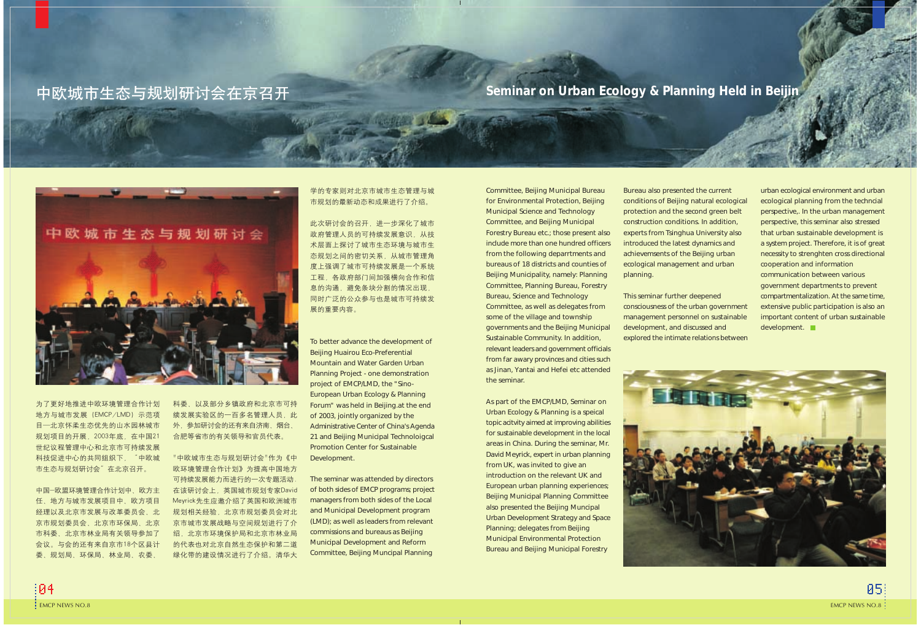# 中欧城市生态与规划研讨会在京召开

为了更好地推进中欧环境管理合作计划地方与城市发展（EMCP/LMD）示范项目—北京怀柔生态优先的山水园林城市规划项目的开展，2003年底，在中国21世纪议程管理中心和北京市可持续发展科技促进中心的共同组织下，"中欧城市生态与规划研讨会"在北京召开。

中国—欧盟环境管理合作计划中、欧方主任，地方与城市发展项目中、欧方项目经理以及北京市发展与改革委员会、北京市规划委员会、北京市环保局、北京市科委、北京市林业局有关领导参加了会议。与会的还有来自市18个区县计委、规划局、环保局、林业局、农委、科委、以及部分乡镇政府和北京市可持续发展实验区的一百多名管理人员，此外，参加研讨会的还有来自济南、烟台、合肥等省市的有关领导和官员代表。

"中欧城市生态与规划研讨会"作为《中欧环境管理合作计划》为提高中国地方可持续发展能力而进行的一次专题活动．在该研讨会上，英国城市规划专家David Meyrick先生应邀介绍了英国和欧洲城市规划相关经验，北京市规划委员会对北京市城市发展战略与空间规划进行了介绍，北京市环境保护局和北京市林业局的代表也对北京自然生态保护和第二道绿化带的建设情况进行了介绍。清华大学的专家则对北京市城市生态管理与城市规划的最新动态和成果进行了介绍。

此次研讨会的召开，进一步深化了城市政府管理人员的可持续发展意识，从技术层面上探讨了城市生态环境与城市生态规划之间的密切关系，从城市管理角度上强调了城市可持续发展是一个系统工程，各政府部门间加强横向合作和信息的沟通，避免条块分割的情况出现，同时广泛的公众参与也是城市可持续发展的重要内容。

# Seminar on Urban Ecology & Planning Held in Beijin

To better advance the development of Beijing Huairou Eco-Preferential Mountain and Water Garden Urban Planning Project - one demonstration project of EMCP/LMD, the "Sino-European Urban Ecology & Planning Forum" was held in Beijing.at the end of 2003, jointly organized by the Administrative Center of China's Agenda 21 and Beijing Municipal Technoloigcal Promotion Center for Sustainable Development.

The seminar was attended by directors of both sides of EMCP programs; project managers from both sides of the Local and Municipal Development program (LMD); as well as leaders from relevant commissions and bureaus as Beijing Municipal Development and Reform Committee, Beijing Muncipal Planning Committee, Beijing Municipal Bureau for Environmental Protection, Beijing Municipal Science and Technology Committee, and Beijing Municipal Forestry Bureau etc.; those present also include more than one hundred officers from the following deparrtments and bureaus of 18 districts and counties of Beijing Municipality, namely: Planning Committee, Planning Bureau, Forestry Bureau, Science and Technology Committee, as well as delegates from some of the village and township governments and the Beijing Municipal Sustainable Community. In addition, relevant leaders and government officials from far away provinces and cities such as Jinan, Yantai and Hefei etc attended the seminar.

As part of the EMCP/LMD, Seminar on Urban Ecology & Planning is a speical topic acitvity aimed at improving abilities for sustainable development in the local areas in China. During the seminar, Mr. David Meyrick, expert in urban planning from UK, was invited to give an introduction on the relevant UK and European urban planning experiences; Beijing Municipal Planning Committee also presented the Beijing Muncipal Urban Development Strategy and Space Planning; delegates from Beijing Municipal Environmental Protection Bureau and Beijing Municipal Forestry Bureau also presented the current conditions of Beijing natural ecological protection and the second green belt construction conditions. In addition, experts from Tsinghua University also introduced the latest dynamics and achievements of the Beijing urban ecological management and urban planning.

This seminar further deepened consciousness of the urban government management personnel on sustainable development, and discussed and explored the intimate relations between urban ecological environment and urban ecological planning from the techncial perspective,. In the urban management perspective, this seminar also stressed that urban sustainable development is a system project. Therefore, it is of great necessity to strenghten cross directional cooperation and information communication between various government departments to prevent compartmentalization. At the same time, extensive public participation is also an important content of urban sustainable development.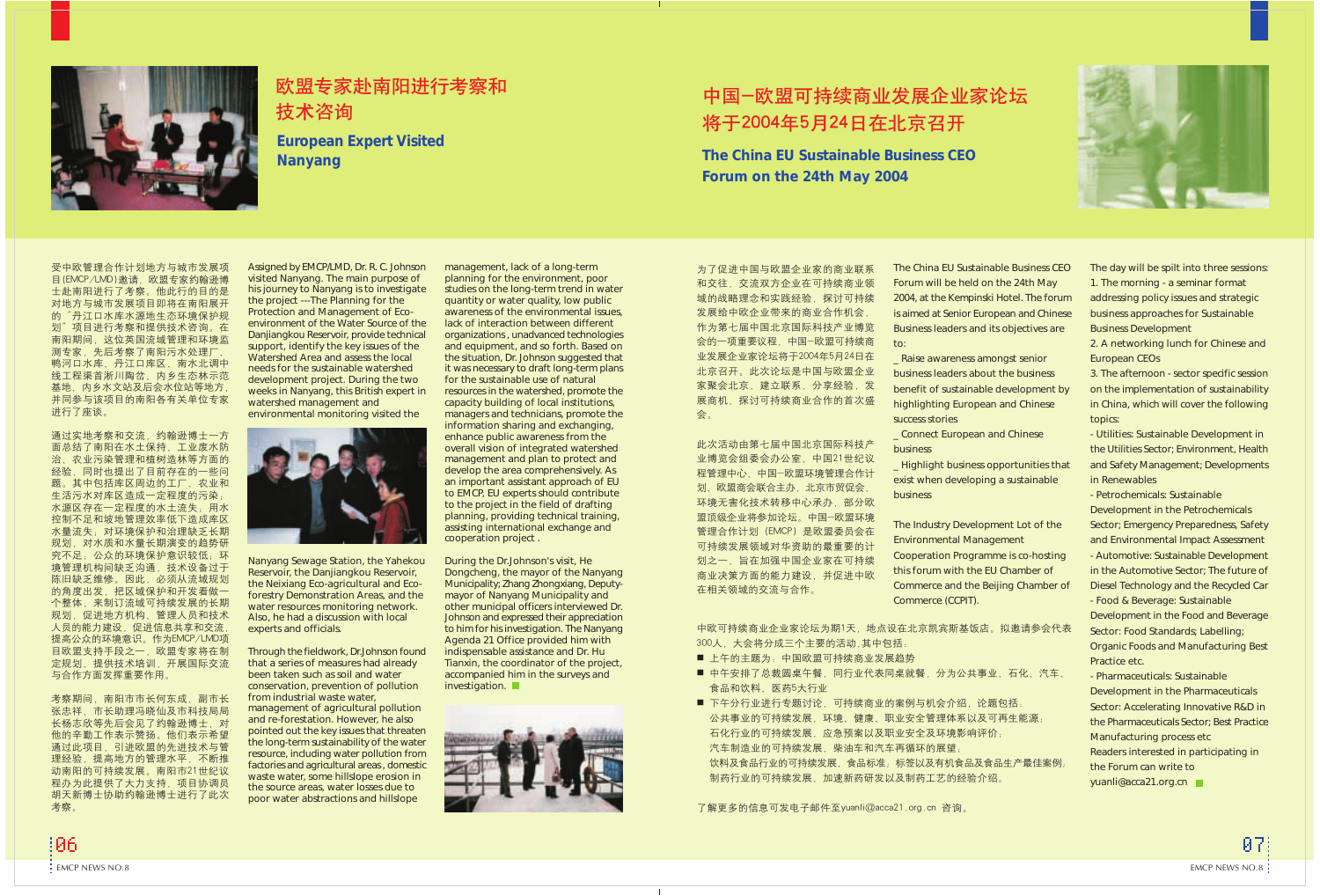# 欧盟专家赴南阳进行考察和技术咨询

## European Expert Visited Nanyang

受中欧管理合作计划地方与城市发展项目(EMCP/LMD)邀请，欧盟专家约翰逊博士赴南阳进行了考察。他此行的目的是对地方与城市发展项目即将在南阳展开的"丹江口水库水源地生态环境保护规划"项目进行考察和提供技术咨询。在南阳期间，这位英国流域管理和环境监测专家，先后考察了南阳污水处理厂、鸭河口水库、丹江口库区、南水北调中线工程渠首淅川陶岔、内乡生态林示范基地、内乡水文站及后会水位站等地方，并同参与该项目的南阳各有关单位专家进行了座谈。

通过实地考察和交流，约翰逊博士一方面总结了南阳在水土保持、工业废水防治、农业污染管理和植树造林等方面的经验，同时也提出了目前存在的一些问题。其中包括库区周边的工厂、农业和生活污水对库区造成一定程度的污染；水源区存在一定程度的水土流失，用水控制不足和坡地管理效率低下造成库区水量流失；对环境保护和治理缺乏长期规划，对水质和水量长期演变的趋势研究不足；公众的环境保护意识较低，环境管理机构间缺乏沟通，技术设备过于陈旧缺乏维修。因此，必须从流域规划的角度出发，把区域保护和开发看做一个整体，来制订流域可持续发展的长期规划，促进地方机构、管理人员和技术人员的能力建设，促进信息共享和交流，提高公众的环境意识，作为EMCP/LMD项目欧盟支持手段之一，欧盟专家将在制定规划，提供技术培训，开展国际交流与合作方面发挥重要作用。

考察期间，南阳市市长何东成，副市长张忠祥，市长助理冯晓仙及市科技局局长杨志欣等先后会见了约翰逊博士，对他的辛勤工作表示赞扬。他们表示希望通过此项目，引进欧盟的先进技术与管理经验，提高地方的管理水平，不断推动南阳的可持续发展。南阳市21世纪议程办为此提供了大力支持，项目协调员胡天新博士协助约翰逊博士进行了此次考察。

Assigned by EMCP/LMD, Dr. R. C. Johnson visited Nanyang. The main purpose of his journey to Nanyang is to investigate the project ---The Planning for the Protection and Management of Eco-environment of the Water Source of the Danjiangkou Reservoir, provide technical support, identify the key issues of the Watershed Area and assess the local needs for the sustainable watershed development project. During the two weeks in Nanyang, this British expert in watershed management and environmental monitoring visited the Nanyang Sewage Station, the Yahekou Reservoir, the Danjiangkou Reservoir, the Neixiang Eco-agricultural and Eco-forestry Demonstration Areas, and the water resources monitoring network. Also, he had a discussion with local experts and officials.

Through the fieldwork, Dr.Johnson found that a series of measures had already been taken such as soil and water conservation, prevention of pollution from industrial waste water, management of agricultural pollution and re-forestation. However, he also pointed out the key issues that threaten the long-term sustainability of the water resource, including water pollution from factories and agricultural areas, domestic waste water, some hillslope erosion in the source areas, water losses due to poor water abstractions and hillslope management, lack of a long-term planning for the environment, poor studies on the long-term trend in water quantity or water quality, low public awareness of the environmental issues, lack of interaction between different organizations, unadvanced technologies and equipment, and so forth. Based on the situation, Dr. Johnson suggested that it was necessary to draft long-term plans for the sustainable use of natural resources in the watershed, promote the capacity building of local institutions, managers and technicians, promote the information sharing and exchanging, enhance public awareness from the overall vision of integrated watershed management and plan to protect and develop the area comprehensively. As an important assistant approach of EU to EMCP, EU experts should contribute to the project in the field of drafting planning, providing technical training, assisting international exchange and cooperation project .

During the Dr.Johnson's visit, He Dongcheng, the mayor of the Nanyang Municipality; Zhang Zhongxiang, Deputy-mayor of Nanyang Municipality and other municipal officers interviewed Dr. Johnson and expressed their appreciation to him for his investigation. The Nanyang Agenda 21 Office provided him with indispensable assistance and Dr. Hu Tianxin, the coordinator of the project, accompanied him in the surveys and investigation.

# 中国-欧盟可持续商业发展企业家论坛将于2004年5月24日在北京召开

## The China EU Sustainable Business CEO Forum on the 24th May 2004

为了促进中国与欧盟企业家的商业联系和交往，交流双方企业在可持续商业领域的战略理念和实践经验，探讨可持续发展给中欧企业带来的商业合作机会，作为第七届中国北京国际科技产业博览会的一项重要议程，中国-欧盟可持续商业发展企业家论坛将于2004年5月24日在北京召开。此次论坛是中国与欧盟企业家聚会北京，建立联系，分享经验，发展商机，探讨可持续商业合作的首次盛会。

此次活动由第七届中国北京国际科技产业博览会组委会办公室、中国21世纪议程管理中心、中国-欧盟环境管理合作计划、欧盟商会联合主办，北京市贸促会、环境无害化技术转移中心承办，部分欧盟项级企业将参加论坛。中国-欧盟环境管理合作计划（EMCP）是欧盟委员会在可持续发展领域对华资助的最重要的计划之一，旨在加强中国企业家在可持续商业决策方面的能力建设，并促进中欧在相关领域的交流与合作。

中欧可持续商业企业家论坛为期1天，地点设在北京凯宾斯基饭店。拟邀请参会代表300人，大会将分成三个主要的活动，其中包括：

- 上午的主题为：中国欧盟可持续商业发展趋势
- 中午安排了总裁圆桌午餐，同行业代表同桌就餐，分为公共事业，石化，汽车，食品和饮料，医药5大行业
- 下午分行业进行专题讨论，可持续商业的案例与机会介绍，论题包括：
  公共事业的可持续发展，环境，健康，职业安全管理体系以及可再生能源；
  石化行业的可持续发展，应急预案以及职业安全及环境影响评价；
  汽车制造业的可持续发展，柴油车和汽车再循环的展望；
  饮料及食品行业的可持续发展，食品标准，标签以及有机食品及食品生产最佳案例；
  制药行业的可持续发展，加速新药研发以及制药工艺的经验介绍。

了解更多的信息可发电子邮件至yuanli@acca21.org.cn 咨询。

The China EU Sustainable Business CEO Forum will be held on the 24th May 2004, at the Kempinski Hotel. The forum is aimed at Senior European and Chinese Business leaders and its objectives are to:

_ Raise awareness amongst senior business leaders about the business benefit of sustainable development by highlighting European and Chinese success stories

_ Connect European and Chinese business

_ Highlight business opportunities that exist when developing a sustainable business

The Industry Development Lot of the Environmental Management Cooperation Programme is co-hosting this forum with the EU Chamber of Commerce and the Beijing Chamber of Commerce (CCPIT).

The day will be spilt into three sessions:

1. The morning - a seminar format addressing policy issues and strategic business approaches for Sustainable Business Development
2. A networking lunch for Chinese and European CEOs
3. The afternoon - sector specific session on the implementation of sustainability in China, which will cover the following topics:

- Utilities: Sustainable Development in the Utilities Sector; Environment, Health and Safety Management; Developments in Renewables
- Petrochemicals: Sustainable Development in the Petrochemicals Sector; Emergency Preparedness, Safety and Environmental Impact Assessment
- Automotive: Sustainable Development in the Automotive Sector; The future of Diesel Technology and the Recycled Car
- Food & Beverage: Sustainable Development in the Food and Beverage Sector: Food Standards; Labelling; Organic Foods and Manufacturing Best Practice etc.
- Pharmaceuticals: Sustainable Development in the Pharmaceuticals Sector: Accelerating Innovative R&D in the Pharmaceuticals Sector; Best Practice Manufacturing process etc

Readers interested in participating in the Forum can write to yuanli@acca21.org.cn